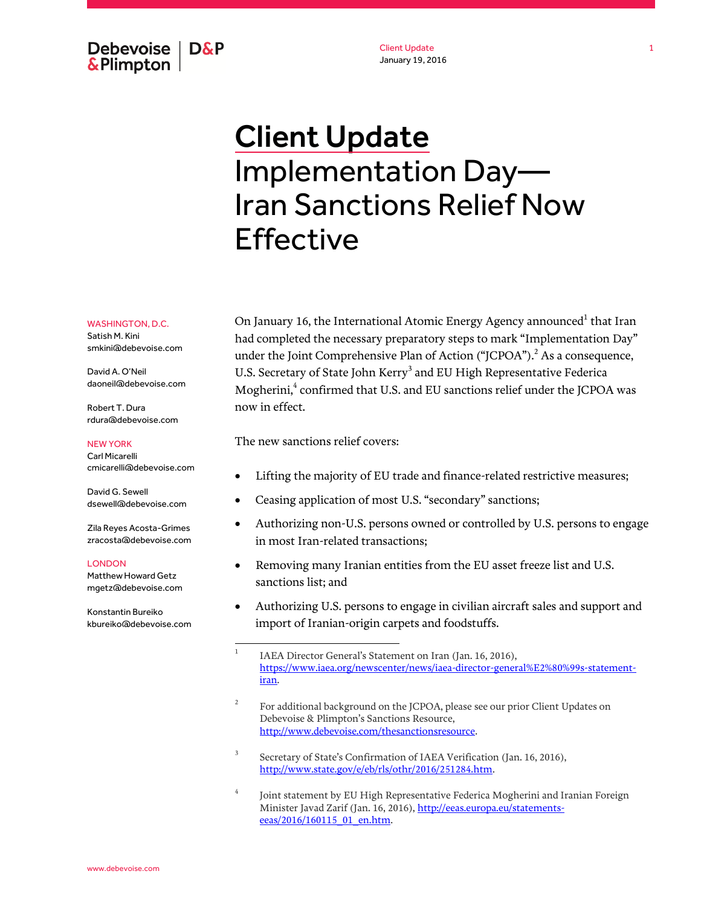Debevoise & Plimpton | D&P

Client Update
January 19, 2016

# Client Update
# Implementation Day—Iran Sanctions Relief Now Effective

WASHINGTON, D.C.
Satish M. Kini
smkini@debevoise.com

David A. O'Neil
daoneil@debevoise.com

Robert T. Dura
rdura@debevoise.com

NEW YORK
Carl Micarelli
cmicarelli@debevoise.com

David G. Sewell
dsewell@debevoise.com

Zila Reyes Acosta-Grimes
zracosta@debevoise.com

LONDON
Matthew Howard Getz
mgetz@debevoise.com

Konstantin Bureiko
kbureiko@debevoise.com

On January 16, the International Atomic Energy Agency announced[1] that Iran had completed the necessary preparatory steps to mark "Implementation Day" under the Joint Comprehensive Plan of Action ("JCPOA").[2] As a consequence, U.S. Secretary of State John Kerry[3] and EU High Representative Federica Mogherini,[4] confirmed that U.S. and EU sanctions relief under the JCPOA was now in effect.

The new sanctions relief covers:

- Lifting the majority of EU trade and finance-related restrictive measures;
- Ceasing application of most U.S. "secondary" sanctions;
- Authorizing non-U.S. persons owned or controlled by U.S. persons to engage in most Iran-related transactions;
- Removing many Iranian entities from the EU asset freeze list and U.S. sanctions list; and
- Authorizing U.S. persons to engage in civilian aircraft sales and support and import of Iranian-origin carpets and foodstuffs.

---

[1] IAEA Director General's Statement on Iran (Jan. 16, 2016), https://www.iaea.org/newscenter/news/iaea-director-general%E2%80%99s-statement-iran.

[2] For additional background on the JCPOA, please see our prior Client Updates on Debevoise & Plimpton's Sanctions Resource, http://www.debevoise.com/thesanctionsresource.

[3] Secretary of State's Confirmation of IAEA Verification (Jan. 16, 2016), http://www.state.gov/e/eb/rls/othr/2016/251284.htm.

[4] Joint statement by EU High Representative Federica Mogherini and Iranian Foreign Minister Javad Zarif (Jan. 16, 2016), http://eeas.europa.eu/statements-eeas/2016/160115_01_en.htm.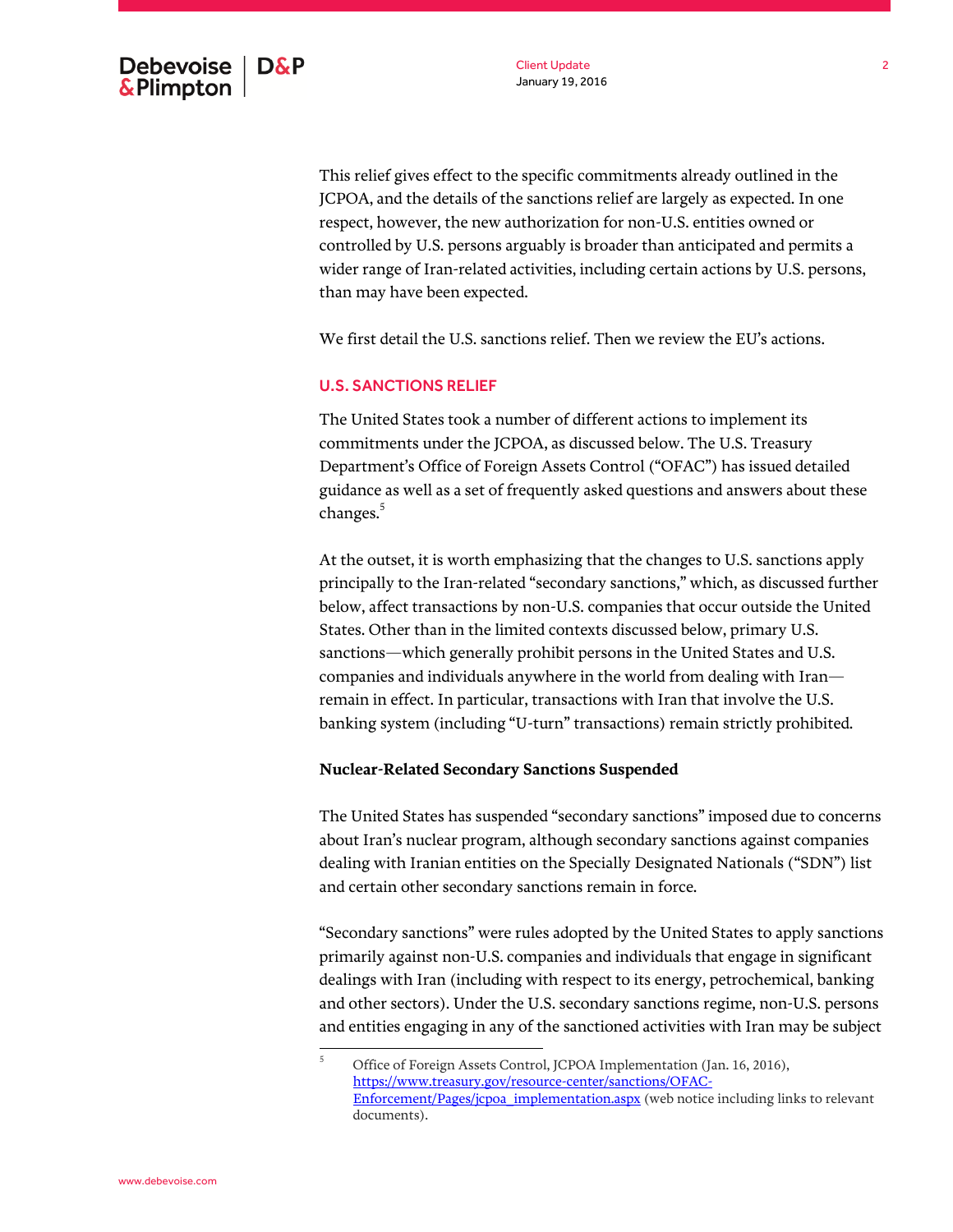This relief gives effect to the specific commitments already outlined in the JCPOA, and the details of the sanctions relief are largely as expected. In one respect, however, the new authorization for non-U.S. entities owned or controlled by U.S. persons arguably is broader than anticipated and permits a wider range of Iran-related activities, including certain actions by U.S. persons, than may have been expected.

We first detail the U.S. sanctions relief. Then we review the EU's actions.

## U.S. SANCTIONS RELIEF

The United States took a number of different actions to implement its commitments under the JCPOA, as discussed below. The U.S. Treasury Department's Office of Foreign Assets Control ("OFAC") has issued detailed guidance as well as a set of frequently asked questions and answers about these changes.[5]

At the outset, it is worth emphasizing that the changes to U.S. sanctions apply principally to the Iran-related "secondary sanctions," which, as discussed further below, affect transactions by non-U.S. companies that occur outside the United States. Other than in the limited contexts discussed below, primary U.S. sanctions—which generally prohibit persons in the United States and U.S. companies and individuals anywhere in the world from dealing with Iran—remain in effect. In particular, transactions with Iran that involve the U.S. banking system (including "U-turn" transactions) remain strictly prohibited.

### Nuclear-Related Secondary Sanctions Suspended

The United States has suspended "secondary sanctions" imposed due to concerns about Iran's nuclear program, although secondary sanctions against companies dealing with Iranian entities on the Specially Designated Nationals ("SDN") list and certain other secondary sanctions remain in force.

"Secondary sanctions" were rules adopted by the United States to apply sanctions primarily against non-U.S. companies and individuals that engage in significant dealings with Iran (including with respect to its energy, petrochemical, banking and other sectors). Under the U.S. secondary sanctions regime, non-U.S. persons and entities engaging in any of the sanctioned activities with Iran may be subject

---

[5] Office of Foreign Assets Control, JCPOA Implementation (Jan. 16, 2016), https://www.treasury.gov/resource-center/sanctions/OFAC-Enforcement/Pages/jcpoa_implementation.aspx (web notice including links to relevant documents).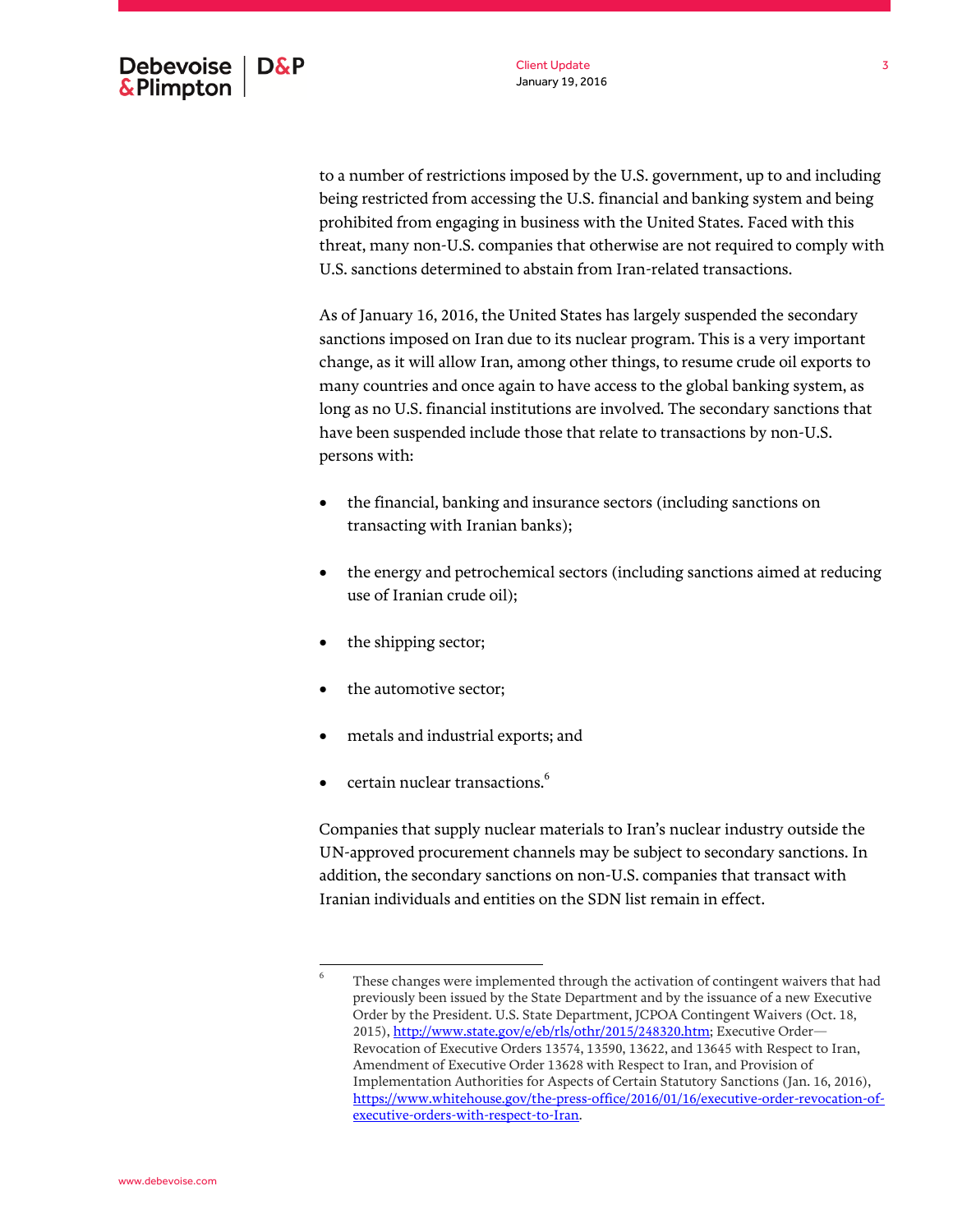to a number of restrictions imposed by the U.S. government, up to and including being restricted from accessing the U.S. financial and banking system and being prohibited from engaging in business with the United States. Faced with this threat, many non-U.S. companies that otherwise are not required to comply with U.S. sanctions determined to abstain from Iran-related transactions.

As of January 16, 2016, the United States has largely suspended the secondary sanctions imposed on Iran due to its nuclear program. This is a very important change, as it will allow Iran, among other things, to resume crude oil exports to many countries and once again to have access to the global banking system, as long as no U.S. financial institutions are involved. The secondary sanctions that have been suspended include those that relate to transactions by non-U.S. persons with:

- the financial, banking and insurance sectors (including sanctions on transacting with Iranian banks);
- the energy and petrochemical sectors (including sanctions aimed at reducing use of Iranian crude oil);
- the shipping sector;
- the automotive sector;
- metals and industrial exports; and
- certain nuclear transactions.[6]

Companies that supply nuclear materials to Iran's nuclear industry outside the UN-approved procurement channels may be subject to secondary sanctions. In addition, the secondary sanctions on non-U.S. companies that transact with Iranian individuals and entities on the SDN list remain in effect.

---

[6] These changes were implemented through the activation of contingent waivers that had previously been issued by the State Department and by the issuance of a new Executive Order by the President. U.S. State Department, JCPOA Contingent Waivers (Oct. 18, 2015), http://www.state.gov/e/eb/rls/othr/2015/248320.htm; Executive Order—Revocation of Executive Orders 13574, 13590, 13622, and 13645 with Respect to Iran, Amendment of Executive Order 13628 with Respect to Iran, and Provision of Implementation Authorities for Aspects of Certain Statutory Sanctions (Jan. 16, 2016), https://www.whitehouse.gov/the-press-office/2016/01/16/executive-order-revocation-of-executive-orders-with-respect-to-Iran.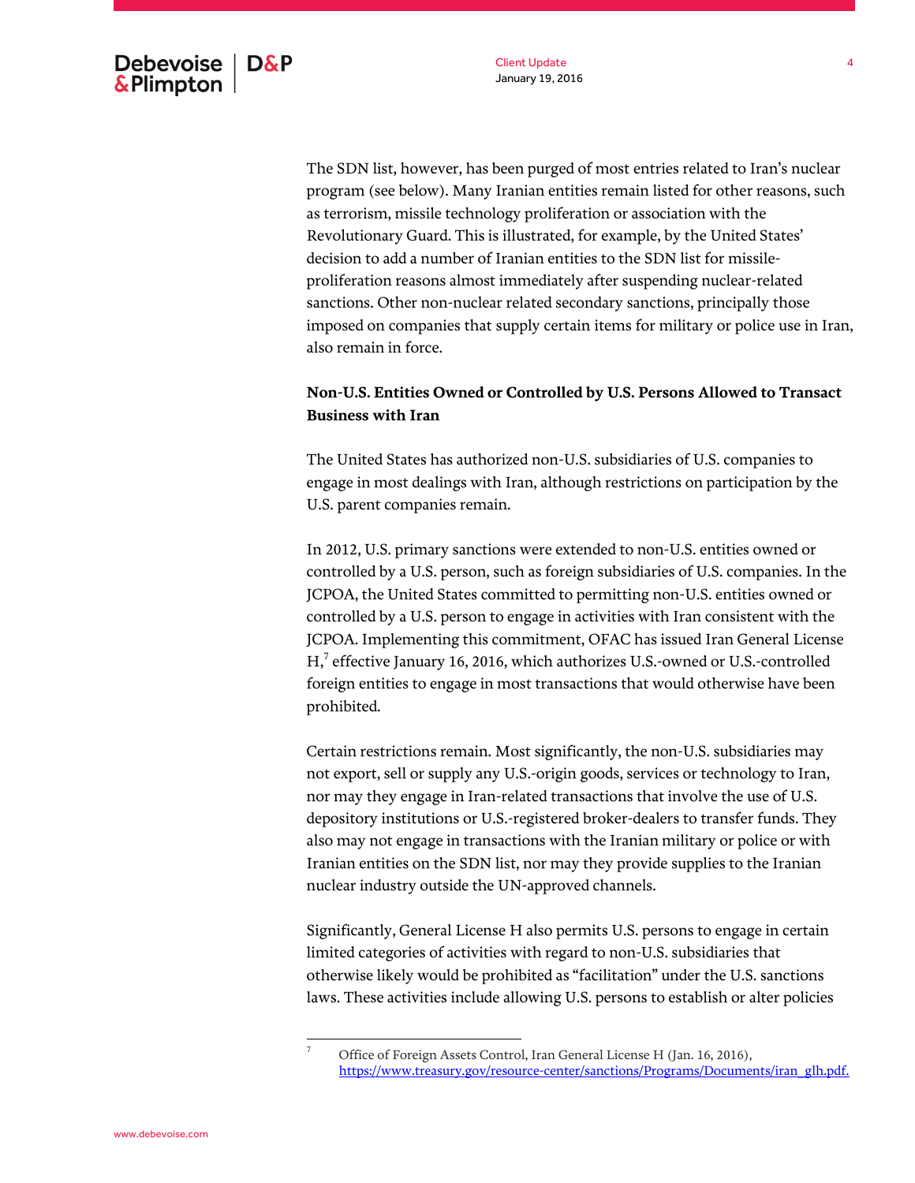The SDN list, however, has been purged of most entries related to Iran's nuclear program (see below). Many Iranian entities remain listed for other reasons, such as terrorism, missile technology proliferation or association with the Revolutionary Guard. This is illustrated, for example, by the United States' decision to add a number of Iranian entities to the SDN list for missile-proliferation reasons almost immediately after suspending nuclear-related sanctions. Other non-nuclear related secondary sanctions, principally those imposed on companies that supply certain items for military or police use in Iran, also remain in force.

**Non-U.S. Entities Owned or Controlled by U.S. Persons Allowed to Transact Business with Iran**

The United States has authorized non-U.S. subsidiaries of U.S. companies to engage in most dealings with Iran, although restrictions on participation by the U.S. parent companies remain.

In 2012, U.S. primary sanctions were extended to non-U.S. entities owned or controlled by a U.S. person, such as foreign subsidiaries of U.S. companies. In the JCPOA, the United States committed to permitting non-U.S. entities owned or controlled by a U.S. person to engage in activities with Iran consistent with the JCPOA. Implementing this commitment, OFAC has issued Iran General License H,[7] effective January 16, 2016, which authorizes U.S.-owned or U.S.-controlled foreign entities to engage in most transactions that would otherwise have been prohibited.

Certain restrictions remain. Most significantly, the non-U.S. subsidiaries may not export, sell or supply any U.S.-origin goods, services or technology to Iran, nor may they engage in Iran-related transactions that involve the use of U.S. depository institutions or U.S.-registered broker-dealers to transfer funds. They also may not engage in transactions with the Iranian military or police or with Iranian entities on the SDN list, nor may they provide supplies to the Iranian nuclear industry outside the UN-approved channels.

Significantly, General License H also permits U.S. persons to engage in certain limited categories of activities with regard to non-U.S. subsidiaries that otherwise likely would be prohibited as "facilitation" under the U.S. sanctions laws. These activities include allowing U.S. persons to establish or alter policies

---

[7] Office of Foreign Assets Control, Iran General License H (Jan. 16, 2016), https://www.treasury.gov/resource-center/sanctions/Programs/Documents/iran_glh.pdf.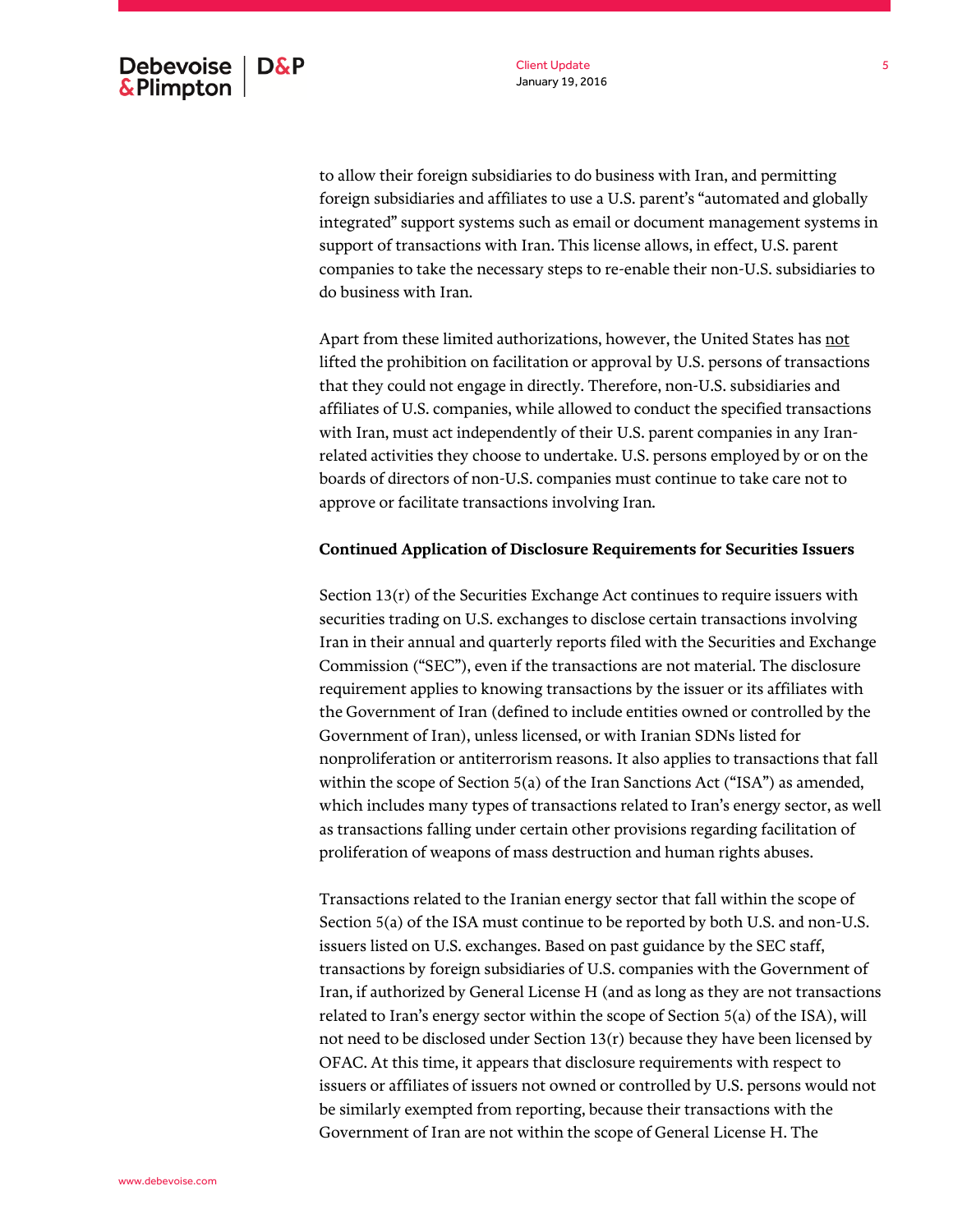to allow their foreign subsidiaries to do business with Iran, and permitting foreign subsidiaries and affiliates to use a U.S. parent's "automated and globally integrated" support systems such as email or document management systems in support of transactions with Iran. This license allows, in effect, U.S. parent companies to take the necessary steps to re-enable their non-U.S. subsidiaries to do business with Iran.

Apart from these limited authorizations, however, the United States has <u>not</u> lifted the prohibition on facilitation or approval by U.S. persons of transactions that they could not engage in directly. Therefore, non-U.S. subsidiaries and affiliates of U.S. companies, while allowed to conduct the specified transactions with Iran, must act independently of their U.S. parent companies in any Iran-related activities they choose to undertake. U.S. persons employed by or on the boards of directors of non-U.S. companies must continue to take care not to approve or facilitate transactions involving Iran.

**Continued Application of Disclosure Requirements for Securities Issuers**

Section 13(r) of the Securities Exchange Act continues to require issuers with securities trading on U.S. exchanges to disclose certain transactions involving Iran in their annual and quarterly reports filed with the Securities and Exchange Commission ("SEC"), even if the transactions are not material. The disclosure requirement applies to knowing transactions by the issuer or its affiliates with the Government of Iran (defined to include entities owned or controlled by the Government of Iran), unless licensed, or with Iranian SDNs listed for nonproliferation or antiterrorism reasons. It also applies to transactions that fall within the scope of Section 5(a) of the Iran Sanctions Act ("ISA") as amended, which includes many types of transactions related to Iran's energy sector, as well as transactions falling under certain other provisions regarding facilitation of proliferation of weapons of mass destruction and human rights abuses.

Transactions related to the Iranian energy sector that fall within the scope of Section 5(a) of the ISA must continue to be reported by both U.S. and non-U.S. issuers listed on U.S. exchanges. Based on past guidance by the SEC staff, transactions by foreign subsidiaries of U.S. companies with the Government of Iran, if authorized by General License H (and as long as they are not transactions related to Iran's energy sector within the scope of Section 5(a) of the ISA), will not need to be disclosed under Section 13(r) because they have been licensed by OFAC. At this time, it appears that disclosure requirements with respect to issuers or affiliates of issuers not owned or controlled by U.S. persons would not be similarly exempted from reporting, because their transactions with the Government of Iran are not within the scope of General License H. The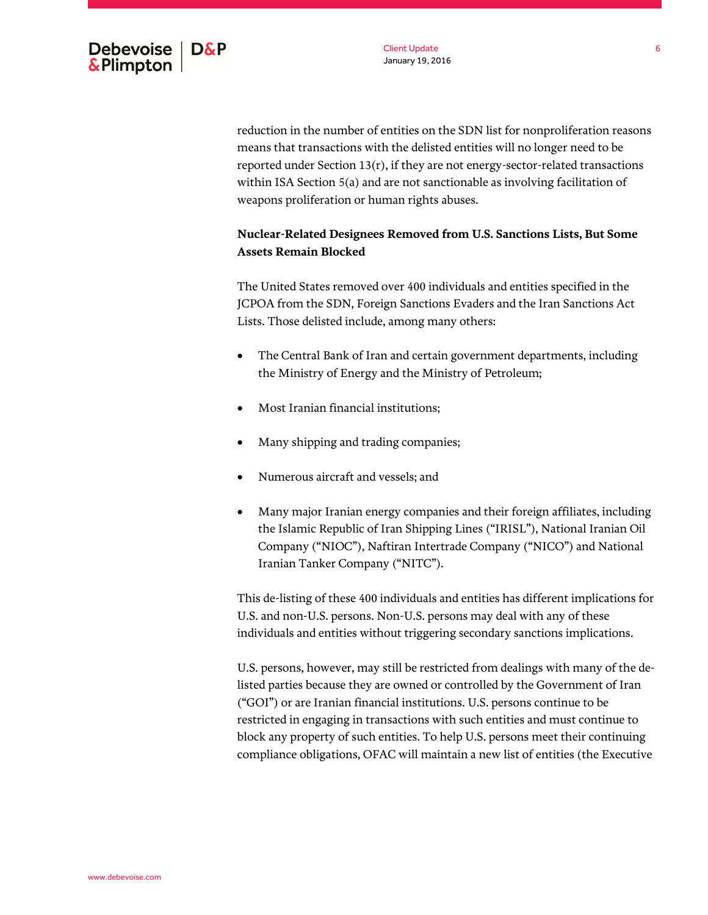reduction in the number of entities on the SDN list for nonproliferation reasons means that transactions with the delisted entities will no longer need to be reported under Section 13(r), if they are not energy-sector-related transactions within ISA Section 5(a) and are not sanctionable as involving facilitation of weapons proliferation or human rights abuses.

**Nuclear-Related Designees Removed from U.S. Sanctions Lists, But Some Assets Remain Blocked**

The United States removed over 400 individuals and entities specified in the JCPOA from the SDN, Foreign Sanctions Evaders and the Iran Sanctions Act Lists. Those delisted include, among many others:

- The Central Bank of Iran and certain government departments, including the Ministry of Energy and the Ministry of Petroleum;
- Most Iranian financial institutions;
- Many shipping and trading companies;
- Numerous aircraft and vessels; and
- Many major Iranian energy companies and their foreign affiliates, including the Islamic Republic of Iran Shipping Lines ("IRISL"), National Iranian Oil Company ("NIOC"), Naftiran Intertrade Company ("NICO") and National Iranian Tanker Company ("NITC").

This de-listing of these 400 individuals and entities has different implications for U.S. and non-U.S. persons. Non-U.S. persons may deal with any of these individuals and entities without triggering secondary sanctions implications.

U.S. persons, however, may still be restricted from dealings with many of the de-listed parties because they are owned or controlled by the Government of Iran ("GOI") or are Iranian financial institutions. U.S. persons continue to be restricted in engaging in transactions with such entities and must continue to block any property of such entities. To help U.S. persons meet their continuing compliance obligations, OFAC will maintain a new list of entities (the Executive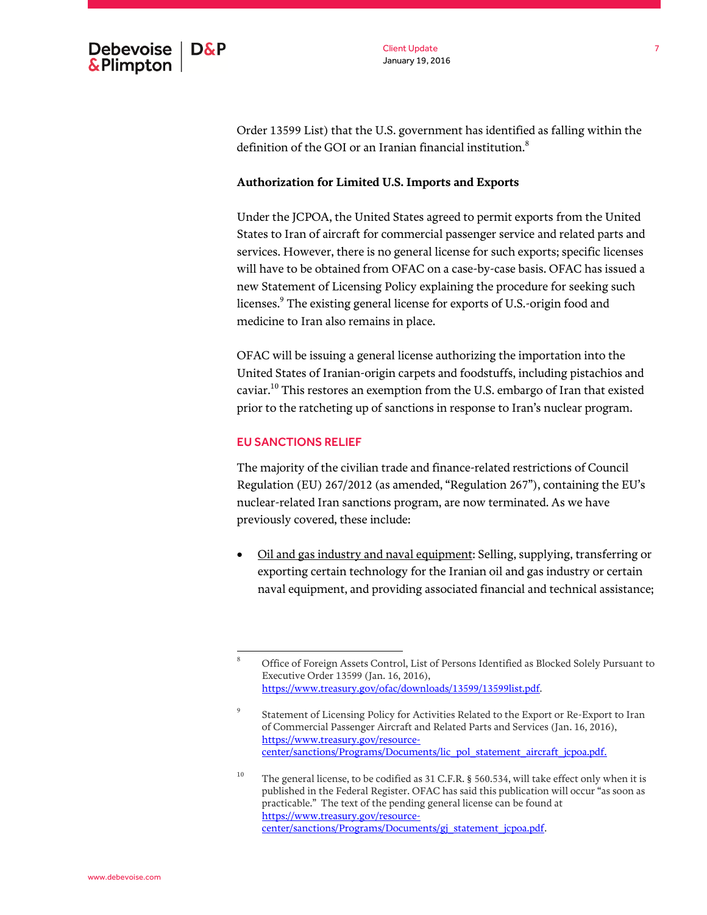Order 13599 List) that the U.S. government has identified as falling within the definition of the GOI or an Iranian financial institution.[8]

**Authorization for Limited U.S. Imports and Exports**

Under the JCPOA, the United States agreed to permit exports from the United States to Iran of aircraft for commercial passenger service and related parts and services. However, there is no general license for such exports; specific licenses will have to be obtained from OFAC on a case-by-case basis. OFAC has issued a new Statement of Licensing Policy explaining the procedure for seeking such licenses.[9] The existing general license for exports of U.S.-origin food and medicine to Iran also remains in place.

OFAC will be issuing a general license authorizing the importation into the United States of Iranian-origin carpets and foodstuffs, including pistachios and caviar.[10] This restores an exemption from the U.S. embargo of Iran that existed prior to the ratcheting up of sanctions in response to Iran's nuclear program.

## EU SANCTIONS RELIEF

The majority of the civilian trade and finance-related restrictions of Council Regulation (EU) 267/2012 (as amended, "Regulation 267"), containing the EU's nuclear-related Iran sanctions program, are now terminated. As we have previously covered, these include:

- Oil and gas industry and naval equipment: Selling, supplying, transferring or exporting certain technology for the Iranian oil and gas industry or certain naval equipment, and providing associated financial and technical assistance;

---

[8] Office of Foreign Assets Control, List of Persons Identified as Blocked Solely Pursuant to Executive Order 13599 (Jan. 16, 2016), https://www.treasury.gov/ofac/downloads/13599/13599list.pdf.

[9] Statement of Licensing Policy for Activities Related to the Export or Re-Export to Iran of Commercial Passenger Aircraft and Related Parts and Services (Jan. 16, 2016), https://www.treasury.gov/resource-center/sanctions/Programs/Documents/lic_pol_statement_aircraft_jcpoa.pdf.

[10] The general license, to be codified as 31 C.F.R. § 560.534, will take effect only when it is published in the Federal Register. OFAC has said this publication will occur "as soon as practicable." The text of the pending general license can be found at https://www.treasury.gov/resource-center/sanctions/Programs/Documents/gl_statement_jcpoa.pdf.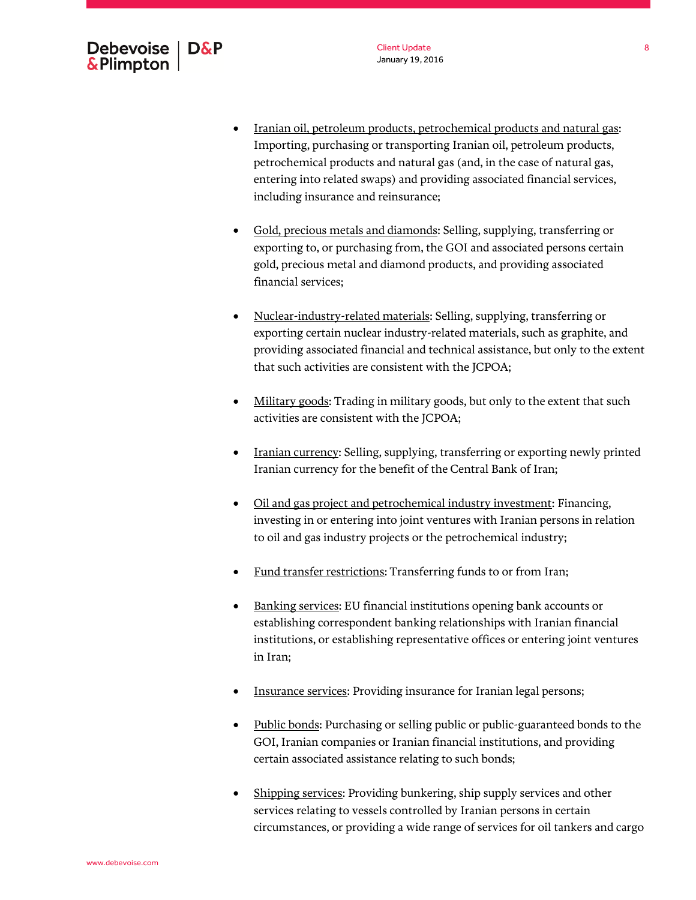- Iranian oil, petroleum products, petrochemical products and natural gas: Importing, purchasing or transporting Iranian oil, petroleum products, petrochemical products and natural gas (and, in the case of natural gas, entering into related swaps) and providing associated financial services, including insurance and reinsurance;

- Gold, precious metals and diamonds: Selling, supplying, transferring or exporting to, or purchasing from, the GOI and associated persons certain gold, precious metal and diamond products, and providing associated financial services;

- Nuclear-industry-related materials: Selling, supplying, transferring or exporting certain nuclear industry-related materials, such as graphite, and providing associated financial and technical assistance, but only to the extent that such activities are consistent with the JCPOA;

- Military goods: Trading in military goods, but only to the extent that such activities are consistent with the JCPOA;

- Iranian currency: Selling, supplying, transferring or exporting newly printed Iranian currency for the benefit of the Central Bank of Iran;

- Oil and gas project and petrochemical industry investment: Financing, investing in or entering into joint ventures with Iranian persons in relation to oil and gas industry projects or the petrochemical industry;

- Fund transfer restrictions: Transferring funds to or from Iran;

- Banking services: EU financial institutions opening bank accounts or establishing correspondent banking relationships with Iranian financial institutions, or establishing representative offices or entering joint ventures in Iran;

- Insurance services: Providing insurance for Iranian legal persons;

- Public bonds: Purchasing or selling public or public-guaranteed bonds to the GOI, Iranian companies or Iranian financial institutions, and providing certain associated assistance relating to such bonds;

- Shipping services: Providing bunkering, ship supply services and other services relating to vessels controlled by Iranian persons in certain circumstances, or providing a wide range of services for oil tankers and cargo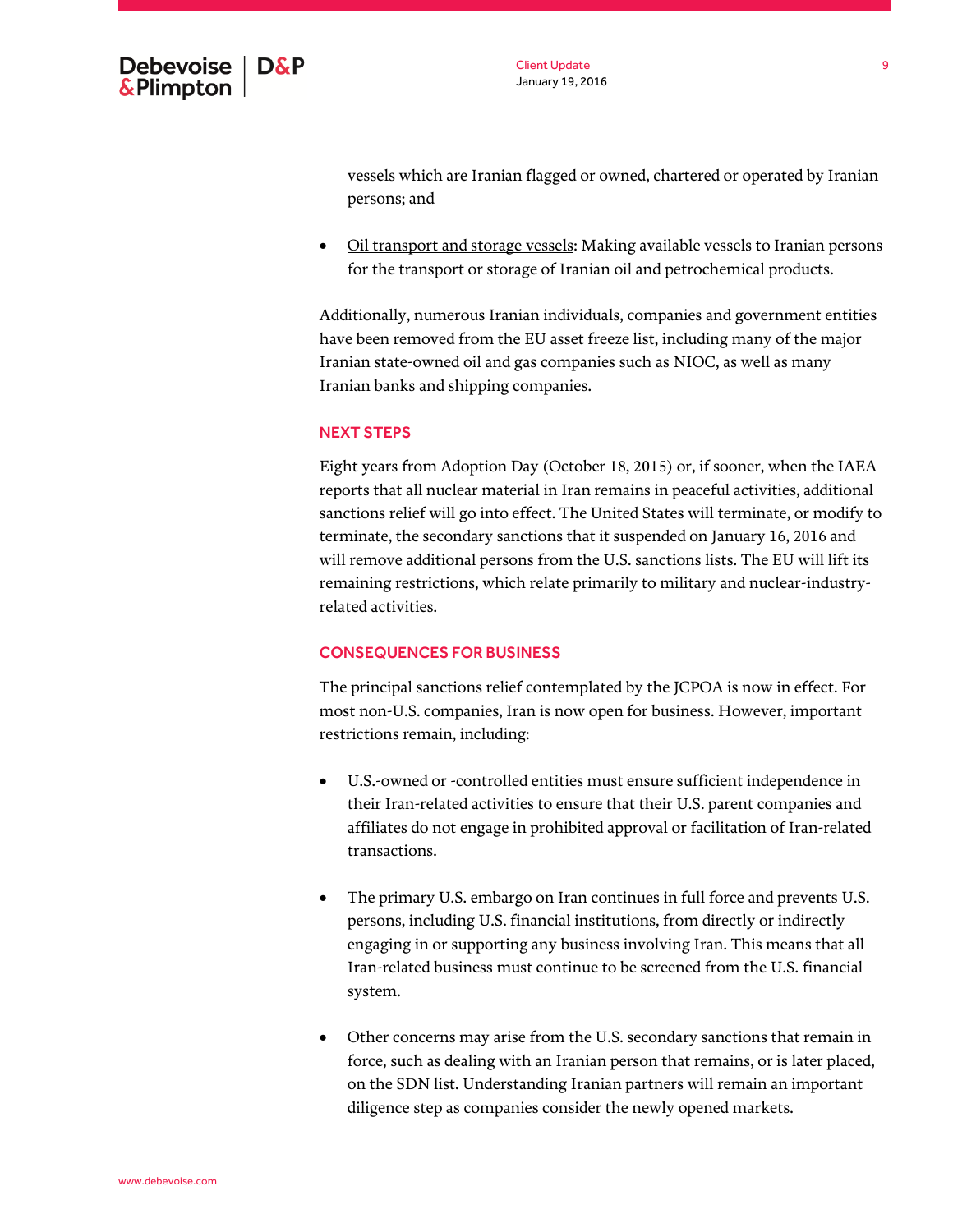vessels which are Iranian flagged or owned, chartered or operated by Iranian persons; and

- Oil transport and storage vessels: Making available vessels to Iranian persons for the transport or storage of Iranian oil and petrochemical products.

Additionally, numerous Iranian individuals, companies and government entities have been removed from the EU asset freeze list, including many of the major Iranian state-owned oil and gas companies such as NIOC, as well as many Iranian banks and shipping companies.

## NEXT STEPS

Eight years from Adoption Day (October 18, 2015) or, if sooner, when the IAEA reports that all nuclear material in Iran remains in peaceful activities, additional sanctions relief will go into effect. The United States will terminate, or modify to terminate, the secondary sanctions that it suspended on January 16, 2016 and will remove additional persons from the U.S. sanctions lists. The EU will lift its remaining restrictions, which relate primarily to military and nuclear-industry-related activities.

## CONSEQUENCES FOR BUSINESS

The principal sanctions relief contemplated by the JCPOA is now in effect. For most non-U.S. companies, Iran is now open for business. However, important restrictions remain, including:

- U.S.-owned or -controlled entities must ensure sufficient independence in their Iran-related activities to ensure that their U.S. parent companies and affiliates do not engage in prohibited approval or facilitation of Iran-related transactions.

- The primary U.S. embargo on Iran continues in full force and prevents U.S. persons, including U.S. financial institutions, from directly or indirectly engaging in or supporting any business involving Iran. This means that all Iran-related business must continue to be screened from the U.S. financial system.

- Other concerns may arise from the U.S. secondary sanctions that remain in force, such as dealing with an Iranian person that remains, or is later placed, on the SDN list. Understanding Iranian partners will remain an important diligence step as companies consider the newly opened markets.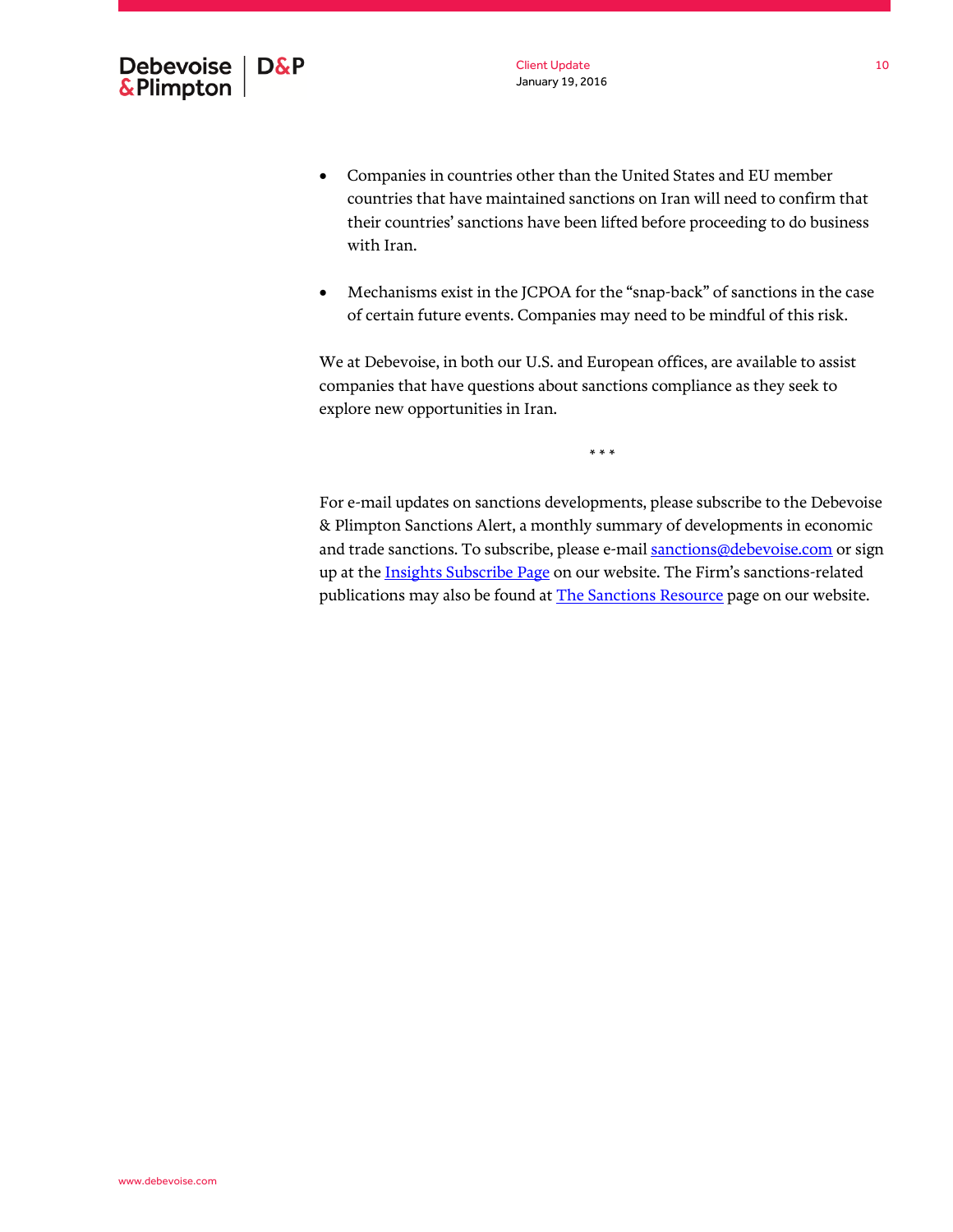- Companies in countries other than the United States and EU member countries that have maintained sanctions on Iran will need to confirm that their countries' sanctions have been lifted before proceeding to do business with Iran.

- Mechanisms exist in the JCPOA for the "snap-back" of sanctions in the case of certain future events. Companies may need to be mindful of this risk.

We at Debevoise, in both our U.S. and European offices, are available to assist companies that have questions about sanctions compliance as they seek to explore new opportunities in Iran.

\* \* \*

For e-mail updates on sanctions developments, please subscribe to the Debevoise & Plimpton Sanctions Alert, a monthly summary of developments in economic and trade sanctions. To subscribe, please e-mail sanctions@debevoise.com or sign up at the Insights Subscribe Page on our website. The Firm's sanctions-related publications may also be found at The Sanctions Resource page on our website.